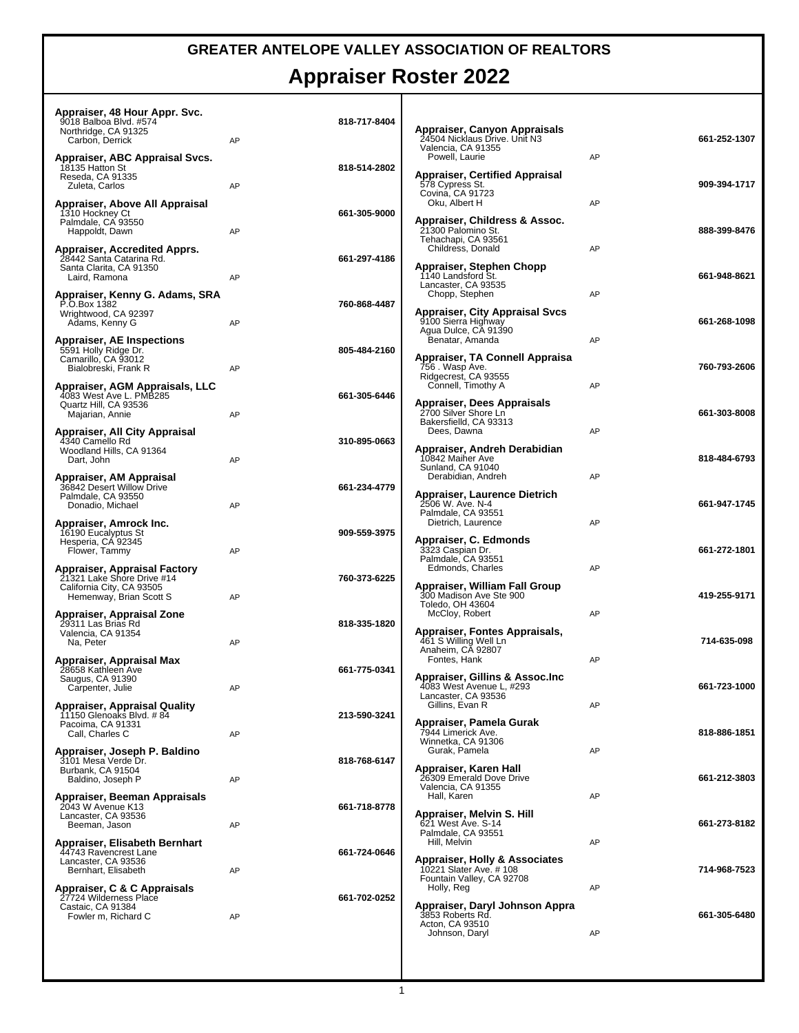# GREATER ANTELOPE VALLEY ASSOCIATION OF REALTORS

## Appraiser Roster 2022

**Appraiser, 48 Hour Appr. Svc.**
9018 Balboa Blvd. #574
Northridge, CA 91325
Carbon, Derrick AP
818-717-8404

**Appraiser, ABC Appraisal Svcs.**
18135 Hatton St
Reseda, CA 91335
Zuleta, Carlos AP
818-514-2802

**Appraiser, Above All Appraisal**
1310 Hockney Ct
Palmdale, CA 93550
Happoldt, Dawn AP
661-305-9000

**Appraiser, Accredited Apprs.**
28442 Santa Catarina Rd.
Santa Clarita, CA 91350
Laird, Ramona AP
661-297-4186

**Appraiser, Kenny G. Adams, SRA**
P.O.Box 1382
Wrightwood, CA 92397
Adams, Kenny G AP
760-868-4487

**Appraiser, AE Inspections**
5591 Holly Ridge Dr.
Camarillo, CA 93012
Bialobreski, Frank R AP
805-484-2160

**Appraiser, AGM Appraisals, LLC**
4083 West Ave L. PMB285
Quartz Hill, CA 93536
Majarian, Annie AP
661-305-6446

**Appraiser, All City Appraisal**
4340 Camello Rd
Woodland Hills, CA 91364
Dart, John AP
310-895-0663

**Appraiser, AM Appraisal**
36842 Desert Willow Drive
Palmdale, CA 93550
Donadio, Michael AP
661-234-4779

**Appraiser, Amrock Inc.**
16190 Eucalyptus St
Hesperia, CA 92345
Flower, Tammy AP
909-559-3975

**Appraiser, Appraisal Factory**
21321 Lake Shore Drive #14
California City, CA 93505
Hemenway, Brian Scott S AP
760-373-6225

**Appraiser, Appraisal Zone**
29311 Las Brias Rd
Valencia, CA 91354
Na, Peter AP
818-335-1820

**Appraiser, Appraisal Max**
28658 Kathleen Ave
Saugus, CA 91390
Carpenter, Julie AP
661-775-0341

**Appraiser, Appraisal Quality**
11150 Glenoaks Blvd. # 84
Pacoima, CA 91331
Call, Charles C AP
213-590-3241

**Appraiser, Joseph P. Baldino**
3101 Mesa Verde Dr.
Burbank, CA 91504
Baldino, Joseph P AP
818-768-6147

**Appraiser, Beeman Appraisals**
2043 W Avenue K13
Lancaster, CA 93536
Beeman, Jason AP
661-718-8778

**Appraiser, Elisabeth Bernhart**
44743 Ravencrest Lane
Lancaster, CA 93536
Bernhart, Elisabeth AP
661-724-0646

**Appraiser, C & C Appraisals**
27724 Wilderness Place
Castaic, CA 91384
Fowler m, Richard C AP
661-702-0252

**Appraiser, Canyon Appraisals**
24504 Nicklaus Drive. Unit N3
Valencia, CA 91355
Powell, Laurie AP
661-252-1307

**Appraiser, Certified Appraisal**
578 Cypress St.
Covina, CA 91723
Oku, Albert H AP
909-394-1717

**Appraiser, Childress & Assoc.**
21300 Palomino St.
Tehachapi, CA 93561
Childress, Donald AP
888-399-8476

**Appraiser, Stephen Chopp**
1140 Landsford St.
Lancaster, CA 93535
Chopp, Stephen AP
661-948-8621

**Appraiser, City Appraisal Svcs**
9100 Sierra Highway
Agua Dulce, CA 91390
Benatar, Amanda AP
661-268-1098

**Appraiser, TA Connell Appraisa**
756 . Wasp Ave.
Ridgecrest, CA 93555
Connell, Timothy A AP
760-793-2606

**Appraiser, Dees Appraisals**
2700 Silver Shore Ln
Bakersfielld, CA 93313
Dees, Dawna AP
661-303-8008

**Appraiser, Andreh Derabidian**
10842 Maiher Ave
Sunland, CA 91040
Derabidian, Andreh AP
818-484-6793

**Appraiser, Laurence Dietrich**
2506 W. Ave. N-4
Palmdale, CA 93551
Dietrich, Laurence AP
661-947-1745

**Appraiser, C. Edmonds**
3323 Caspian Dr.
Palmdale, CA 93551
Edmonds, Charles AP
661-272-1801

**Appraiser, William Fall Group**
300 Madison Ave Ste 900
Toledo, OH 43604
McCloy, Robert AP
419-255-9171

**Appraiser, Fontes Appraisals,**
461 S Willing Well Ln
Anaheim, CA 92807
Fontes, Hank AP
714-635-098

**Appraiser, Gillins & Assoc.Inc**
4083 West Avenue L, #293
Lancaster, CA 93536
Gillins, Evan R AP
661-723-1000

**Appraiser, Pamela Gurak**
7944 Limerick Ave.
Winnetka, CA 91306
Gurak, Pamela AP
818-886-1851

**Appraiser, Karen Hall**
26309 Emerald Dove Drive
Valencia, CA 91355
Hall, Karen AP
661-212-3803

**Appraiser, Melvin S. Hill**
621 West Ave. S-14
Palmdale, CA 93551
Hill, Melvin AP
661-273-8182

**Appraiser, Holly & Associates**
10221 Slater Ave. # 108
Fountain Valley, CA 92708
Holly, Reg AP
714-968-7523

**Appraiser, Daryl Johnson Appra**
3853 Roberts Rd.
Acton, CA 93510
Johnson, Daryl AP
661-305-6480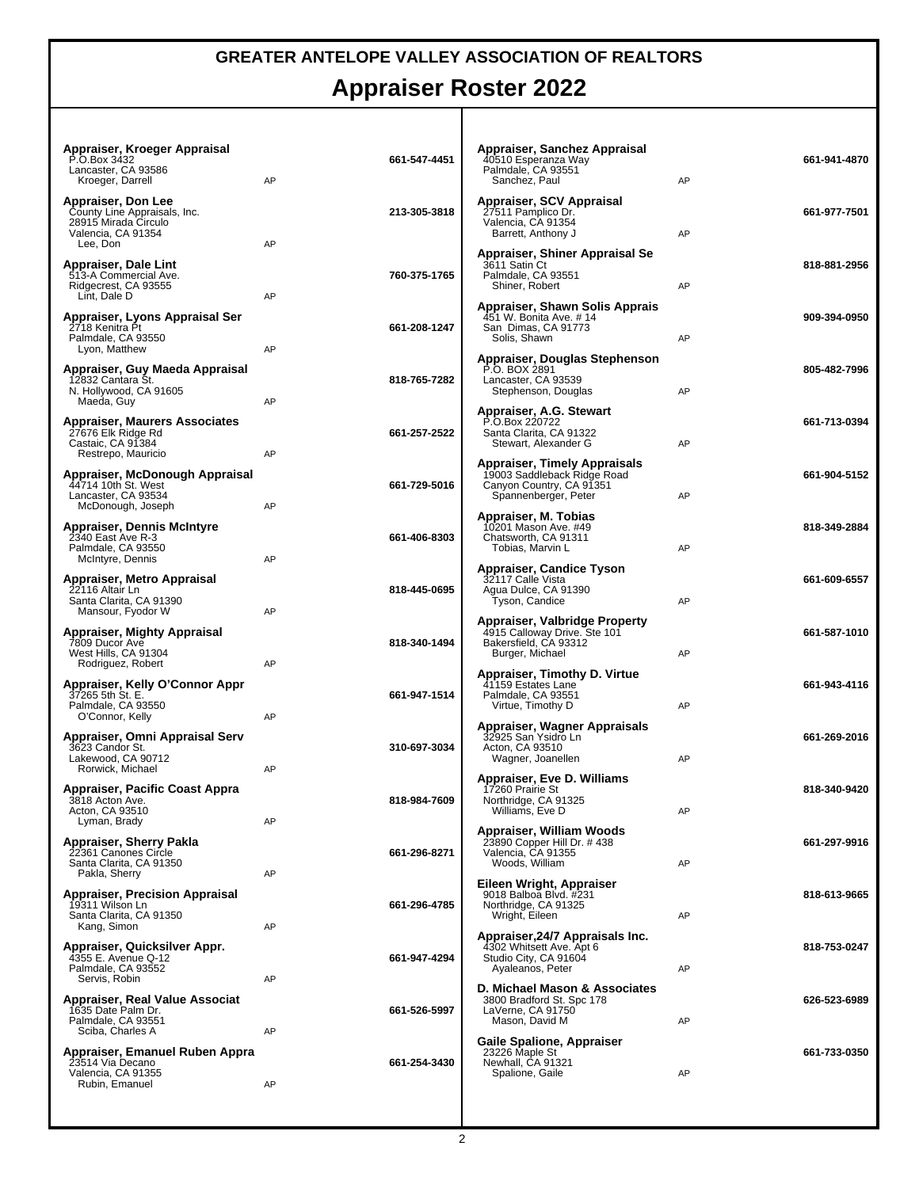# GREATER ANTELOPE VALLEY ASSOCIATION OF REALTORS

## Appraiser Roster 2022

**Appraiser, Kroeger Appraisal**
P.O.Box 3432
Lancaster, CA 93586
Kroeger, Darrell — AP — 661-547-4451

**Appraiser, Don Lee**
County Line Appraisals, Inc.
28915 Mirada Circulo
Valencia, CA 91354
Lee, Don — AP — 213-305-3818

**Appraiser, Dale Lint**
513-A Commercial Ave.
Ridgecrest, CA 93555
Lint, Dale D — AP — 760-375-1765

**Appraiser, Lyons Appraisal Ser**
2718 Kenitra Pt
Palmdale, CA 93550
Lyon, Matthew — AP — 661-208-1247

**Appraiser, Guy Maeda Appraisal**
12832 Cantara St.
N. Hollywood, CA 91605
Maeda, Guy — AP — 818-765-7282

**Appraiser, Maurers Associates**
27676 Elk Ridge Rd
Castaic, CA 91384
Restrepo, Mauricio — AP — 661-257-2522

**Appraiser, McDonough Appraisal**
44714 10th St. West
Lancaster, CA 93534
McDonough, Joseph — AP — 661-729-5016

**Appraiser, Dennis McIntyre**
2340 East Ave R-3
Palmdale, CA 93550
McIntyre, Dennis — AP — 661-406-8303

**Appraiser, Metro Appraisal**
22116 Altair Ln
Santa Clarita, CA 91390
Mansour, Fyodor W — AP — 818-445-0695

**Appraiser, Mighty Appraisal**
7809 Ducor Ave
West Hills, CA 91304
Rodriguez, Robert — AP — 818-340-1494

**Appraiser, Kelly O'Connor Appr**
37265 5th St. E.
Palmdale, CA 93550
O'Connor, Kelly — AP — 661-947-1514

**Appraiser, Omni Appraisal Serv**
3623 Candor St.
Lakewood, CA 90712
Rorwick, Michael — AP — 310-697-3034

**Appraiser, Pacific Coast Appra**
3818 Acton Ave.
Acton, CA 93510
Lyman, Brady — AP — 818-984-7609

**Appraiser, Sherry Pakla**
22361 Canones Circle
Santa Clarita, CA 91350
Pakla, Sherry — AP — 661-296-8271

**Appraiser, Precision Appraisal**
19311 Wilson Ln
Santa Clarita, CA 91350
Kang, Simon — AP — 661-296-4785

**Appraiser, Quicksilver Appr.**
4355 E. Avenue Q-12
Palmdale, CA 93552
Servis, Robin — AP — 661-947-4294

**Appraiser, Real Value Associat**
1635 Date Palm Dr.
Palmdale, CA 93551
Sciba, Charles A — AP — 661-526-5997

**Appraiser, Emanuel Ruben Appra**
23514 Via Decano
Valencia, CA 91355
Rubin, Emanuel — AP — 661-254-3430

**Appraiser, Sanchez Appraisal**
40510 Esperanza Way
Palmdale, CA 93551
Sanchez, Paul — AP — 661-941-4870

**Appraiser, SCV Appraisal**
27511 Pamplico Dr.
Valencia, CA 91354
Barrett, Anthony J — AP — 661-977-7501

**Appraiser, Shiner Appraisal Se**
3611 Satin Ct
Palmdale, CA 93551
Shiner, Robert — AP — 818-881-2956

**Appraiser, Shawn Solis Apprais**
451 W. Bonita Ave. # 14
San Dimas, CA 91773
Solis, Shawn — AP — 909-394-0950

**Appraiser, Douglas Stephenson**
P.O. BOX 2891
Lancaster, CA 93539
Stephenson, Douglas — AP — 805-482-7996

**Appraiser, A.G. Stewart**
P.O.Box 220722
Santa Clarita, CA 91322
Stewart, Alexander G — AP — 661-713-0394

**Appraiser, Timely Appraisals**
19003 Saddleback Ridge Road
Canyon Country, CA 91351
Spannenberger, Peter — AP — 661-904-5152

**Appraiser, M. Tobias**
10201 Mason Ave. #49
Chatsworth, CA 91311
Tobias, Marvin L — AP — 818-349-2884

**Appraiser, Candice Tyson**
32117 Calle Vista
Agua Dulce, CA 91390
Tyson, Candice — AP — 661-609-6557

**Appraiser, Valbridge Property**
4915 Calloway Drive. Ste 101
Bakersfield, CA 93312
Burger, Michael — AP — 661-587-1010

**Appraiser, Timothy D. Virtue**
41159 Estates Lane
Palmdale, CA 93551
Virtue, Timothy D — AP — 661-943-4116

**Appraiser, Wagner Appraisals**
32925 San Ysidro Ln
Acton, CA 93510
Wagner, Joanellen — AP — 661-269-2016

**Appraiser, Eve D. Williams**
17260 Prairie St
Northridge, CA 91325
Williams, Eve D — AP — 818-340-9420

**Appraiser, William Woods**
23890 Copper Hill Dr. # 438
Valencia, CA 91355
Woods, William — AP — 661-297-9916

**Eileen Wright, Appraiser**
9018 Balboa Blvd. #231
Northridge, CA 91325
Wright, Eileen — AP — 818-613-9665

**Appraiser,24/7 Appraisals Inc.**
4302 Whitsett Ave. Apt 6
Studio City, CA 91604
Ayaleanos, Peter — AP — 818-753-0247

**D. Michael Mason & Associates**
3800 Bradford St. Spc 178
LaVerne, CA 91750
Mason, David M — AP — 626-523-6989

**Gaile Spalione, Appraiser**
23226 Maple St
Newhall, CA 91321
Spalione, Gaile — AP — 661-733-0350